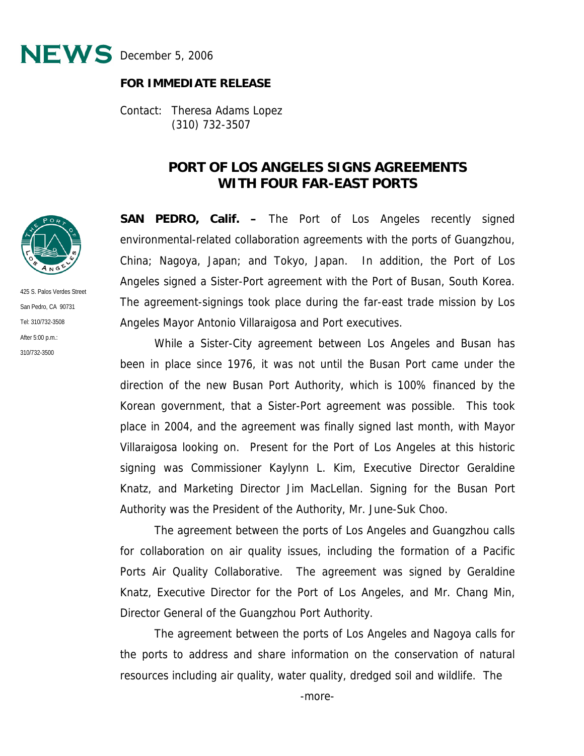**NEWS** December 5, 2006

**FOR IMMEDIATE RELEASE**

Contact: Theresa Adams Lopez
(310) 732-3507

425 S. Palos Verdes Street
San Pedro, CA 90731
Tel: 310/732-3508
After 5:00 p.m.:
310/732-3500

# PORT OF LOS ANGELES SIGNS AGREEMENTS WITH FOUR FAR-EAST PORTS

**SAN PEDRO, Calif. –** The Port of Los Angeles recently signed environmental-related collaboration agreements with the ports of Guangzhou, China; Nagoya, Japan; and Tokyo, Japan. In addition, the Port of Los Angeles signed a Sister-Port agreement with the Port of Busan, South Korea. The agreement-signings took place during the far-east trade mission by Los Angeles Mayor Antonio Villaraigosa and Port executives.

While a Sister-City agreement between Los Angeles and Busan has been in place since 1976, it was not until the Busan Port came under the direction of the new Busan Port Authority, which is 100% financed by the Korean government, that a Sister-Port agreement was possible. This took place in 2004, and the agreement was finally signed last month, with Mayor Villaraigosa looking on. Present for the Port of Los Angeles at this historic signing was Commissioner Kaylynn L. Kim, Executive Director Geraldine Knatz, and Marketing Director Jim MacLellan. Signing for the Busan Port Authority was the President of the Authority, Mr. June-Suk Choo.

The agreement between the ports of Los Angeles and Guangzhou calls for collaboration on air quality issues, including the formation of a Pacific Ports Air Quality Collaborative. The agreement was signed by Geraldine Knatz, Executive Director for the Port of Los Angeles, and Mr. Chang Min, Director General of the Guangzhou Port Authority.

The agreement between the ports of Los Angeles and Nagoya calls for the ports to address and share information on the conservation of natural resources including air quality, water quality, dredged soil and wildlife. The

-more-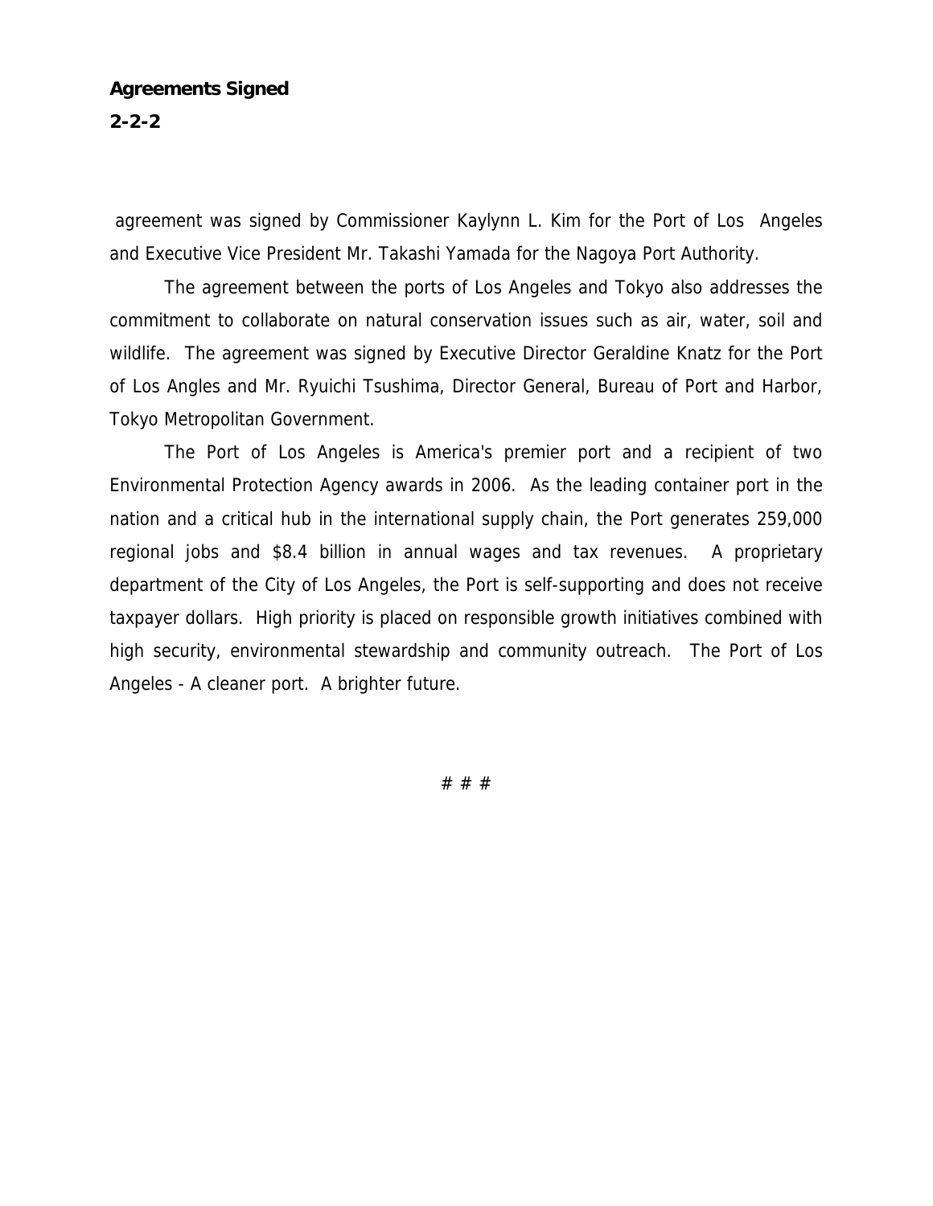agreement was signed by Commissioner Kaylynn L. Kim for the Port of Los Angeles and Executive Vice President Mr. Takashi Yamada for the Nagoya Port Authority.

The agreement between the ports of Los Angeles and Tokyo also addresses the commitment to collaborate on natural conservation issues such as air, water, soil and wildlife. The agreement was signed by Executive Director Geraldine Knatz for the Port of Los Angles and Mr. Ryuichi Tsushima, Director General, Bureau of Port and Harbor, Tokyo Metropolitan Government.

The Port of Los Angeles is America's premier port and a recipient of two Environmental Protection Agency awards in 2006. As the leading container port in the nation and a critical hub in the international supply chain, the Port generates 259,000 regional jobs and $8.4 billion in annual wages and tax revenues. A proprietary department of the City of Los Angeles, the Port is self-supporting and does not receive taxpayer dollars. High priority is placed on responsible growth initiatives combined with high security, environmental stewardship and community outreach. The Port of Los Angeles - A cleaner port. A brighter future.

# # #